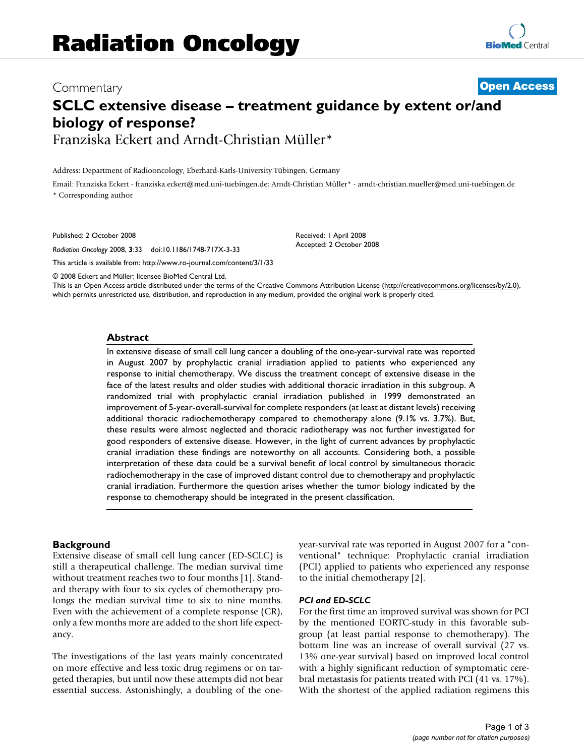# Radiation Oncology

Commentary

**Open Access**

# SCLC extensive disease – treatment guidance by extent or/and biology of response?

Franziska Eckert and Arndt-Christian Müller*

Address: Department of Radiooncology, Eberhard-Karls-University Tübingen, Germany

Email: Franziska Eckert - franziska.eckert@med.uni-tuebingen.de; Arndt-Christian Müller* - arndt-christian.mueller@med.uni-tuebingen.de

* Corresponding author

Published: 2 October 2008

*Radiation Oncology* 2008, **3**:33 doi:10.1186/1748-717X-3-33

Received: 1 April 2008
Accepted: 2 October 2008

This article is available from: http://www.ro-journal.com/content/3/1/33

© 2008 Eckert and Müller; licensee BioMed Central Ltd.

This is an Open Access article distributed under the terms of the Creative Commons Attribution License (http://creativecommons.org/licenses/by/2.0), which permits unrestricted use, distribution, and reproduction in any medium, provided the original work is properly cited.

## Abstract

In extensive disease of small cell lung cancer a doubling of the one-year-survival rate was reported in August 2007 by prophylactic cranial irradiation applied to patients who experienced any response to initial chemotherapy. We discuss the treatment concept of extensive disease in the face of the latest results and older studies with additional thoracic irradiation in this subgroup. A randomized trial with prophylactic cranial irradiation published in 1999 demonstrated an improvement of 5-year-overall-survival for complete responders (at least at distant levels) receiving additional thoracic radiochemotherapy compared to chemotherapy alone (9.1% vs. 3.7%). But, these results were almost neglected and thoracic radiotherapy was not further investigated for good responders of extensive disease. However, in the light of current advances by prophylactic cranial irradiation these findings are noteworthy on all accounts. Considering both, a possible interpretation of these data could be a survival benefit of local control by simultaneous thoracic radiochemotherapy in the case of improved distant control due to chemotherapy and prophylactic cranial irradiation. Furthermore the question arises whether the tumor biology indicated by the response to chemotherapy should be integrated in the present classification.

## Background

Extensive disease of small cell lung cancer (ED-SCLC) is still a therapeutical challenge. The median survival time without treatment reaches two to four months [1]. Standard therapy with four to six cycles of chemotherapy prolongs the median survival time to six to nine months. Even with the achievement of a complete response (CR), only a few months more are added to the short life expectancy.

The investigations of the last years mainly concentrated on more effective and less toxic drug regimens or on targeted therapies, but until now these attempts did not bear essential success. Astonishingly, a doubling of the one-year-survival rate was reported in August 2007 for a "conventional" technique: Prophylactic cranial irradiation (PCI) applied to patients who experienced any response to the initial chemotherapy [2].

### *PCI and ED-SCLC*

For the first time an improved survival was shown for PCI by the mentioned EORTC-study in this favorable subgroup (at least partial response to chemotherapy). The bottom line was an increase of overall survival (27 vs. 13% one-year survival) based on improved local control with a highly significant reduction of symptomatic cerebral metastasis for patients treated with PCI (41 vs. 17%). With the shortest of the applied radiation regimens this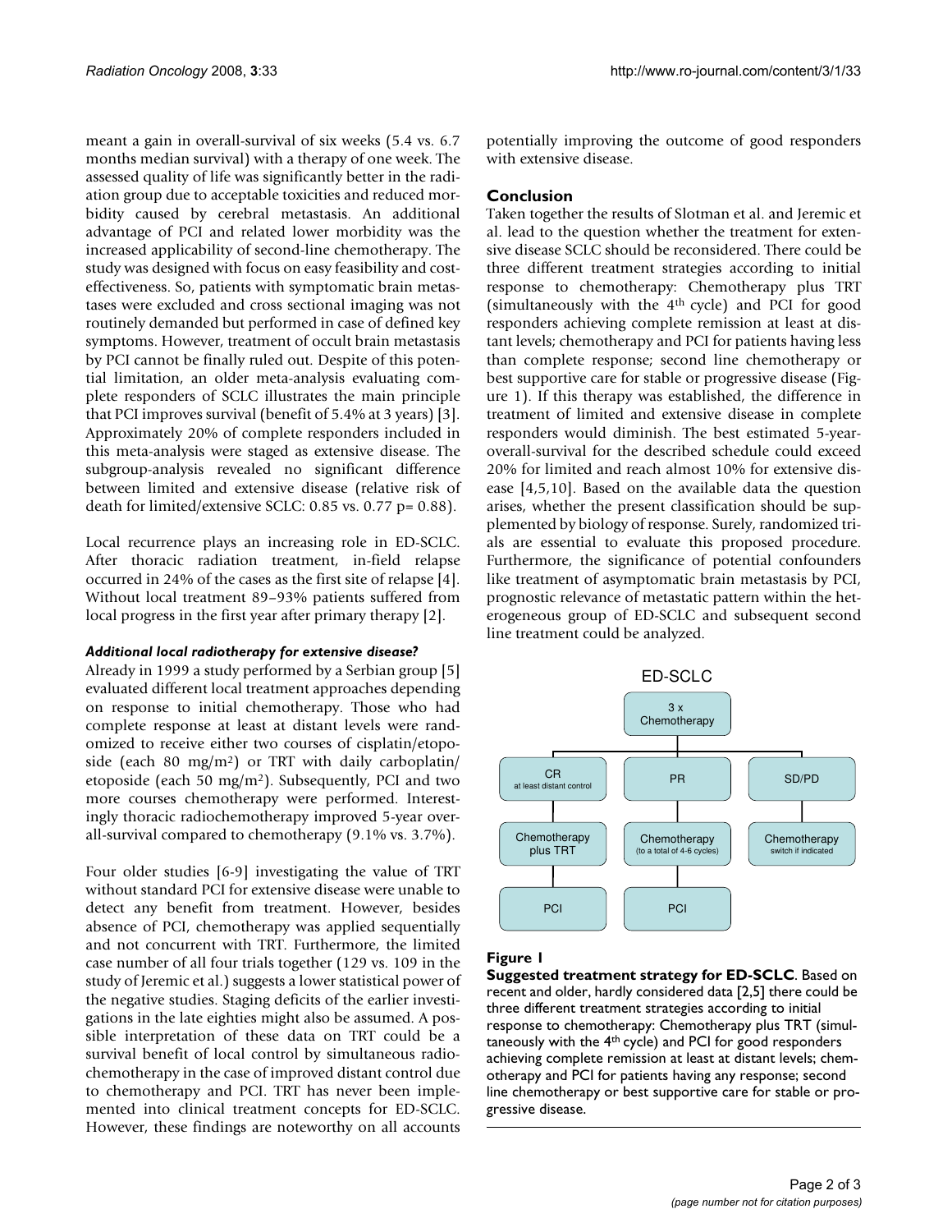meant a gain in overall-survival of six weeks (5.4 vs. 6.7 months median survival) with a therapy of one week. The assessed quality of life was significantly better in the radiation group due to acceptable toxicities and reduced morbidity caused by cerebral metastasis. An additional advantage of PCI and related lower morbidity was the increased applicability of second-line chemotherapy. The study was designed with focus on easy feasibility and cost-effectiveness. So, patients with symptomatic brain metastases were excluded and cross sectional imaging was not routinely demanded but performed in case of defined key symptoms. However, treatment of occult brain metastasis by PCI cannot be finally ruled out. Despite of this potential limitation, an older meta-analysis evaluating complete responders of SCLC illustrates the main principle that PCI improves survival (benefit of 5.4% at 3 years) [3]. Approximately 20% of complete responders included in this meta-analysis were staged as extensive disease. The subgroup-analysis revealed no significant difference between limited and extensive disease (relative risk of death for limited/extensive SCLC: 0.85 vs. 0.77 p= 0.88).

Local recurrence plays an increasing role in ED-SCLC. After thoracic radiation treatment, in-field relapse occurred in 24% of the cases as the first site of relapse [4]. Without local treatment 89–93% patients suffered from local progress in the first year after primary therapy [2].

### *Additional local radiotherapy for extensive disease?*

Already in 1999 a study performed by a Serbian group [5] evaluated different local treatment approaches depending on response to initial chemotherapy. Those who had complete response at least at distant levels were randomized to receive either two courses of cisplatin/etoposide (each 80 mg/m$^2$) or TRT with daily carboplatin/etoposide (each 50 mg/m$^2$). Subsequently, PCI and two more courses chemotherapy were performed. Interestingly thoracic radiochemotherapy improved 5-year overall-survival compared to chemotherapy (9.1% vs. 3.7%).

Four older studies [6-9] investigating the value of TRT without standard PCI for extensive disease were unable to detect any benefit from treatment. However, besides absence of PCI, chemotherapy was applied sequentially and not concurrent with TRT. Furthermore, the limited case number of all four trials together (129 vs. 109 in the study of Jeremic et al.) suggests a lower statistical power of the negative studies. Staging deficits of the earlier investigations in the late eighties might also be assumed. A possible interpretation of these data on TRT could be a survival benefit of local control by simultaneous radiochemotherapy in the case of improved distant control due to chemotherapy and PCI. TRT has never been implemented into clinical treatment concepts for ED-SCLC. However, these findings are noteworthy on all accounts potentially improving the outcome of good responders with extensive disease.

## Conclusion

Taken together the results of Slotman et al. and Jeremic et al. lead to the question whether the treatment for extensive disease SCLC should be reconsidered. There could be three different treatment strategies according to initial response to chemotherapy: Chemotherapy plus TRT (simultaneously with the 4$^{th}$ cycle) and PCI for good responders achieving complete remission at least at distant levels; chemotherapy and PCI for patients having less than complete response; second line chemotherapy or best supportive care for stable or progressive disease (Figure 1). If this therapy was established, the difference in treatment of limited and extensive disease in complete responders would diminish. The best estimated 5-year-overall-survival for the described schedule could exceed 20% for limited and reach almost 10% for extensive disease [4,5,10]. Based on the available data the question arises, whether the present classification should be supplemented by biology of response. Surely, randomized trials are essential to evaluate this proposed procedure. Furthermore, the significance of potential confounders like treatment of asymptomatic brain metastasis by PCI, prognostic relevance of metastatic pattern within the heterogeneous group of ED-SCLC and subsequent second line treatment could be analyzed.

ED-SCLC

3 x Chemotherapy

| CR at least distant control | PR | SD/PD |
|---|---|---|
| Chemotherapy plus TRT | Chemotherapy (to a total of 4-6 cycles) | Chemotherapy switch if indicated |
| PCI | PCI | |

**Figure 1**

**Suggested treatment strategy for ED-SCLC**. Based on recent and older, hardly considered data [2,5] there could be three different treatment strategies according to initial response to chemotherapy: Chemotherapy plus TRT (simultaneously with the 4$^{th}$ cycle) and PCI for good responders achieving complete remission at least at distant levels; chemotherapy and PCI for patients having any response; second line chemotherapy or best supportive care for stable or progressive disease.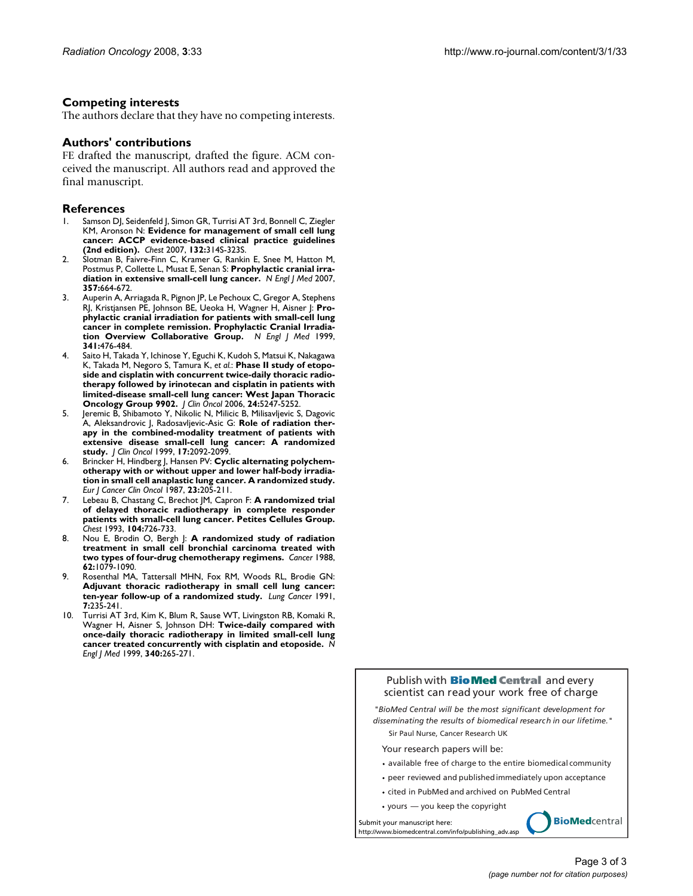## Competing interests

The authors declare that they have no competing interests.

## Authors' contributions

FE drafted the manuscript, drafted the figure. ACM conceived the manuscript. All authors read and approved the final manuscript.

## References

1. Samson DJ, Seidenfeld J, Simon GR, Turrisi AT 3rd, Bonnell C, Ziegler KM, Aronson N: **Evidence for management of small cell lung cancer: ACCP evidence-based clinical practice guidelines (2nd edition).** *Chest* 2007, **132:**314S-323S.
2. Slotman B, Faivre-Finn C, Kramer G, Rankin E, Snee M, Hatton M, Postmus P, Collette L, Musat E, Senan S: **Prophylactic cranial irradiation in extensive small-cell lung cancer.** *N Engl J Med* 2007, **357:**664-672.
3. Auperin A, Arriagada R, Pignon JP, Le Pechoux C, Gregor A, Stephens RJ, Kristjansen PE, Johnson BE, Ueoka H, Wagner H, Aisner J: **Prophylactic cranial irradiation for patients with small-cell lung cancer in complete remission. Prophylactic Cranial Irradiation Overview Collaborative Group.** *N Engl J Med* 1999, **341:**476-484.
4. Saito H, Takada Y, Ichinose Y, Eguchi K, Kudoh S, Matsui K, Nakagawa K, Takada M, Negoro S, Tamura K, *et al.*: **Phase II study of etoposide and cisplatin with concurrent twice-daily thoracic radiotherapy followed by irinotecan and cisplatin in patients with limited-disease small-cell lung cancer: West Japan Thoracic Oncology Group 9902.** *J Clin Oncol* 2006, **24:**5247-5252.
5. Jeremic B, Shibamoto Y, Nikolic N, Milicic B, Milisavljevic S, Dagovic A, Aleksandrovic J, Radosavljevic-Asic G: **Role of radiation therapy in the combined-modality treatment of patients with extensive disease small-cell lung cancer: A randomized study.** *J Clin Oncol* 1999, **17:**2092-2099.
6. Brincker H, Hindberg J, Hansen PV: **Cyclic alternating polychemotherapy with or without upper and lower half-body irradiation in small cell anaplastic lung cancer. A randomized study.** *Eur J Cancer Clin Oncol* 1987, **23:**205-211.
7. Lebeau B, Chastang C, Brechot JM, Capron F: **A randomized trial of delayed thoracic radiotherapy in complete responder patients with small-cell lung cancer. Petites Cellules Group.** *Chest* 1993, **104:**726-733.
8. Nou E, Brodin O, Bergh J: **A randomized study of radiation treatment in small cell bronchial carcinoma treated with two types of four-drug chemotherapy regimens.** *Cancer* 1988, **62:**1079-1090.
9. Rosenthal MA, Tattersall MHN, Fox RM, Woods RL, Brodie GN: **Adjuvant thoracic radiotherapy in small cell lung cancer: ten-year follow-up of a randomized study.** *Lung Cancer* 1991, **7:**235-241.
10. Turrisi AT 3rd, Kim K, Blum R, Sause WT, Livingston RB, Komaki R, Wagner H, Aisner S, Johnson DH: **Twice-daily compared with once-daily thoracic radiotherapy in limited small-cell lung cancer treated concurrently with cisplatin and etoposide.** *N Engl J Med* 1999, **340:**265-271.

Publish with **BioMed Central** and every scientist can read your work free of charge

*"BioMed Central will be the most significant development for disseminating the results of biomedical research in our lifetime."*

Sir Paul Nurse, Cancer Research UK

Your research papers will be:

- available free of charge to the entire biomedical community
- peer reviewed and published immediately upon acceptance
- cited in PubMed and archived on PubMed Central
- yours — you keep the copyright

Submit your manuscript here:
http://www.biomedcentral.com/info/publishing_adv.asp

**BioMed**central